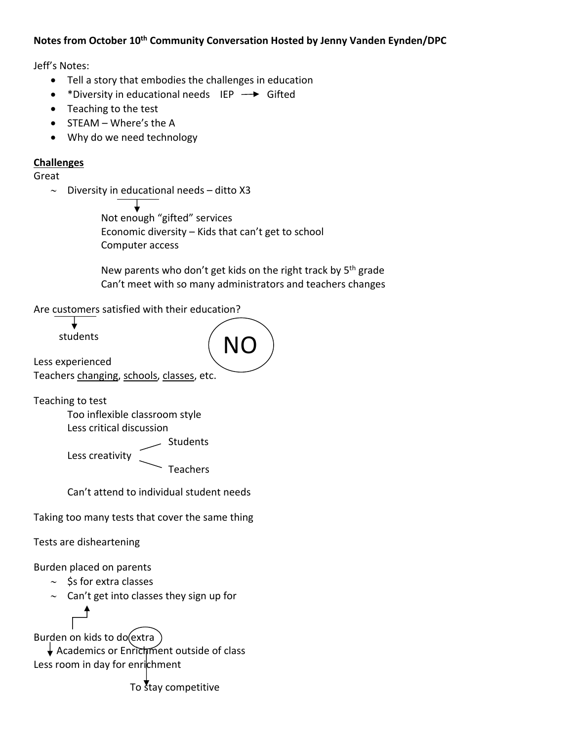**Notes from October 10th Community Conversation Hosted by Jenny Vanden Eynden/DPC**

Jeff's Notes:

- Tell a story that embodies the challenges in education
- *Diversity in educational needs IEP → Gifted
- Teaching to the test
- STEAM – Where's the A
- Why do we need technology

**Challenges**

Great

- ~ Diversity in educational needs – ditto X3
  - Not enough "gifted" services
  - Economic diversity – Kids that can't get to school
  - Computer access
  - New parents who don't get kids on the right track by 5th grade
  - Can't meet with so many administrators and teachers changes

Are customers satisfied with their education? **NO**

- customers → students

Less experienced

Teachers changing, schools, classes, etc.

Teaching to test

- Too inflexible classroom style
- Less critical discussion
- Less creativity
  - Students
  - Teachers
- Can't attend to individual student needs

Taking too many tests that cover the same thing

Tests are disheartening

Burden placed on parents

- ~ $s for extra classes
- ~ Can't get into classes they sign up for

Burden on kids to do extra

- ↓ Academics or Enrichment outside of class

Less room in day for enrichment

- extra → To stay competitive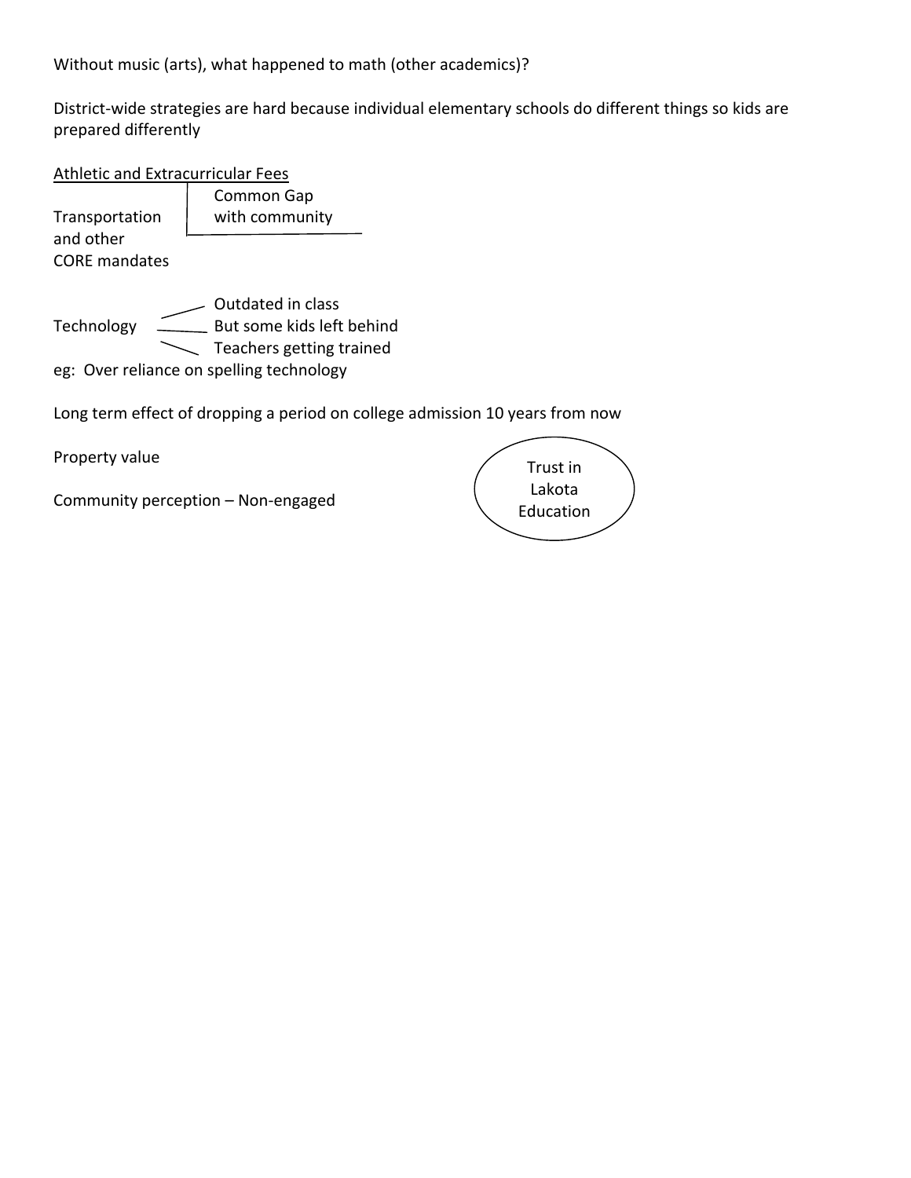Without music (arts), what happened to math (other academics)?

District-wide strategies are hard because individual elementary schools do different things so kids are prepared differently

<u>Athletic and Extracurricular Fees</u>

Transportation and other CORE mandates — Common Gap with community

Technology
- Outdated in class
- But some kids left behind
- Teachers getting trained

eg: Over reliance on spelling technology

Long term effect of dropping a period on college admission 10 years from now

Property value

Community perception – Non-engaged

Trust in Lakota Education